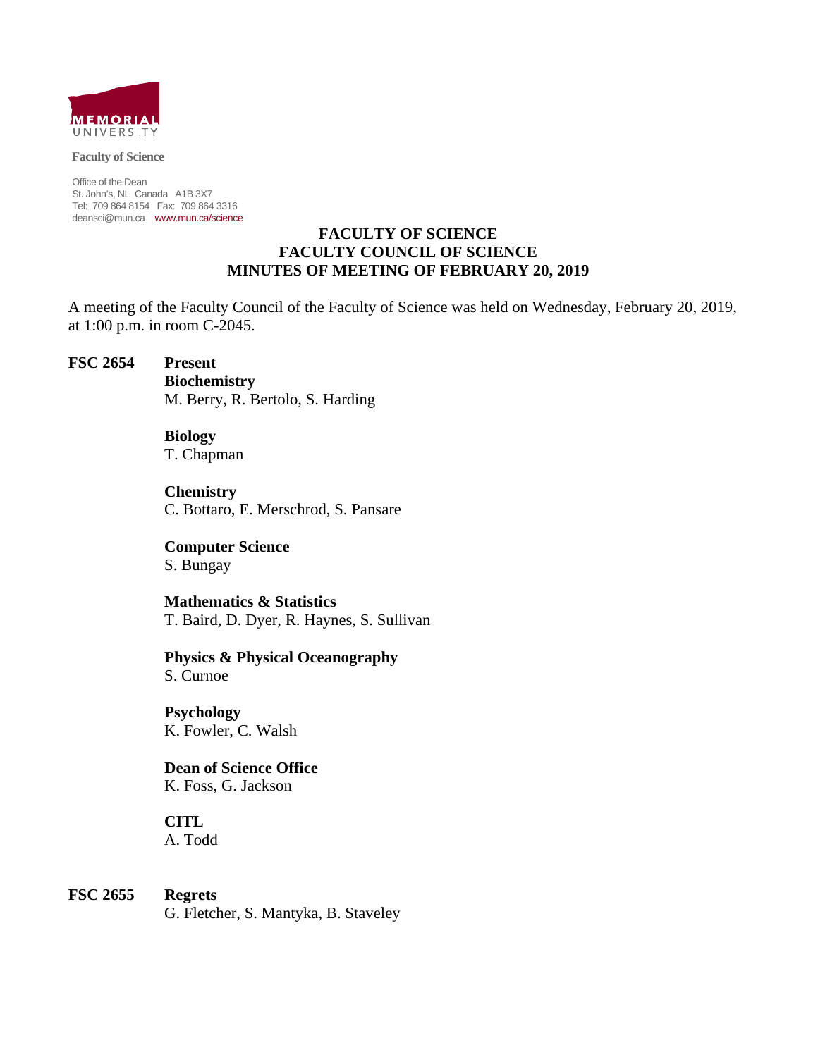MEMORIAL UNIVERSITY

**Faculty of Science**

Office of the Dean
St. John's, NL Canada A1B 3X7
Tel: 709 864 8154 Fax: 709 864 3316
deansci@mun.ca www.mun.ca/science

# FACULTY OF SCIENCE
# FACULTY COUNCIL OF SCIENCE
# MINUTES OF MEETING OF FEBRUARY 20, 2019

A meeting of the Faculty Council of the Faculty of Science was held on Wednesday, February 20, 2019, at 1:00 p.m. in room C-2045.

**FSC 2654 Present**

**Biochemistry**
M. Berry, R. Bertolo, S. Harding

**Biology**
T. Chapman

**Chemistry**
C. Bottaro, E. Merschrod, S. Pansare

**Computer Science**
S. Bungay

**Mathematics & Statistics**
T. Baird, D. Dyer, R. Haynes, S. Sullivan

**Physics & Physical Oceanography**
S. Curnoe

**Psychology**
K. Fowler, C. Walsh

**Dean of Science Office**
K. Foss, G. Jackson

**CITL**
A. Todd

**FSC 2655 Regrets**
G. Fletcher, S. Mantyka, B. Staveley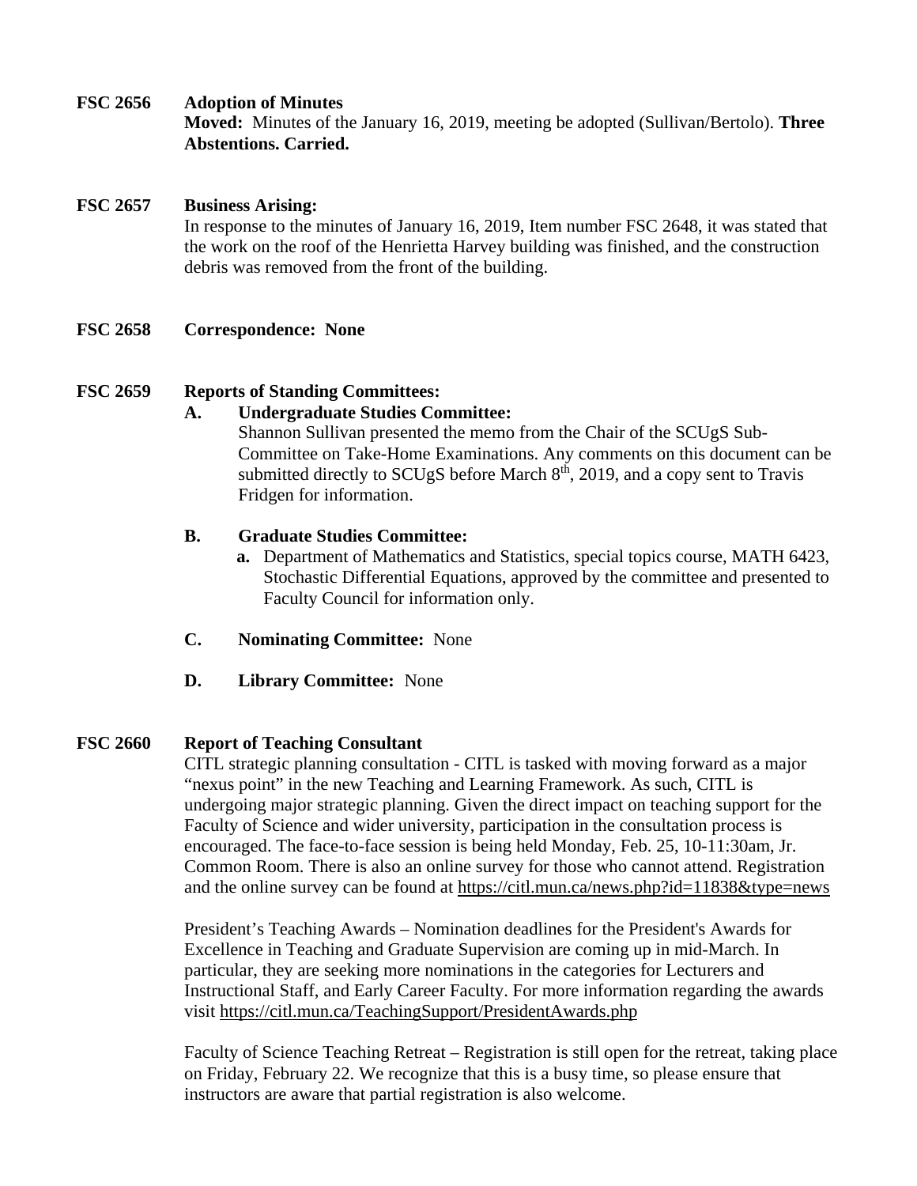**FSC 2656 Adoption of Minutes**

**Moved:** Minutes of the January 16, 2019, meeting be adopted (Sullivan/Bertolo). **Three Abstentions. Carried.**

**FSC 2657 Business Arising:**

In response to the minutes of January 16, 2019, Item number FSC 2648, it was stated that the work on the roof of the Henrietta Harvey building was finished, and the construction debris was removed from the front of the building.

**FSC 2658 Correspondence: None**

**FSC 2659 Reports of Standing Committees:**

**A. Undergraduate Studies Committee:**

Shannon Sullivan presented the memo from the Chair of the SCUgS Sub-Committee on Take-Home Examinations. Any comments on this document can be submitted directly to SCUgS before March 8th, 2019, and a copy sent to Travis Fridgen for information.

**B. Graduate Studies Committee:**

**a.** Department of Mathematics and Statistics, special topics course, MATH 6423, Stochastic Differential Equations, approved by the committee and presented to Faculty Council for information only.

**C. Nominating Committee:** None

**D. Library Committee:** None

**FSC 2660 Report of Teaching Consultant**

CITL strategic planning consultation - CITL is tasked with moving forward as a major "nexus point" in the new Teaching and Learning Framework. As such, CITL is undergoing major strategic planning. Given the direct impact on teaching support for the Faculty of Science and wider university, participation in the consultation process is encouraged. The face-to-face session is being held Monday, Feb. 25, 10-11:30am, Jr. Common Room. There is also an online survey for those who cannot attend. Registration and the online survey can be found at https://citl.mun.ca/news.php?id=11838&type=news

President's Teaching Awards – Nomination deadlines for the President's Awards for Excellence in Teaching and Graduate Supervision are coming up in mid-March. In particular, they are seeking more nominations in the categories for Lecturers and Instructional Staff, and Early Career Faculty. For more information regarding the awards visit https://citl.mun.ca/TeachingSupport/PresidentAwards.php

Faculty of Science Teaching Retreat – Registration is still open for the retreat, taking place on Friday, February 22. We recognize that this is a busy time, so please ensure that instructors are aware that partial registration is also welcome.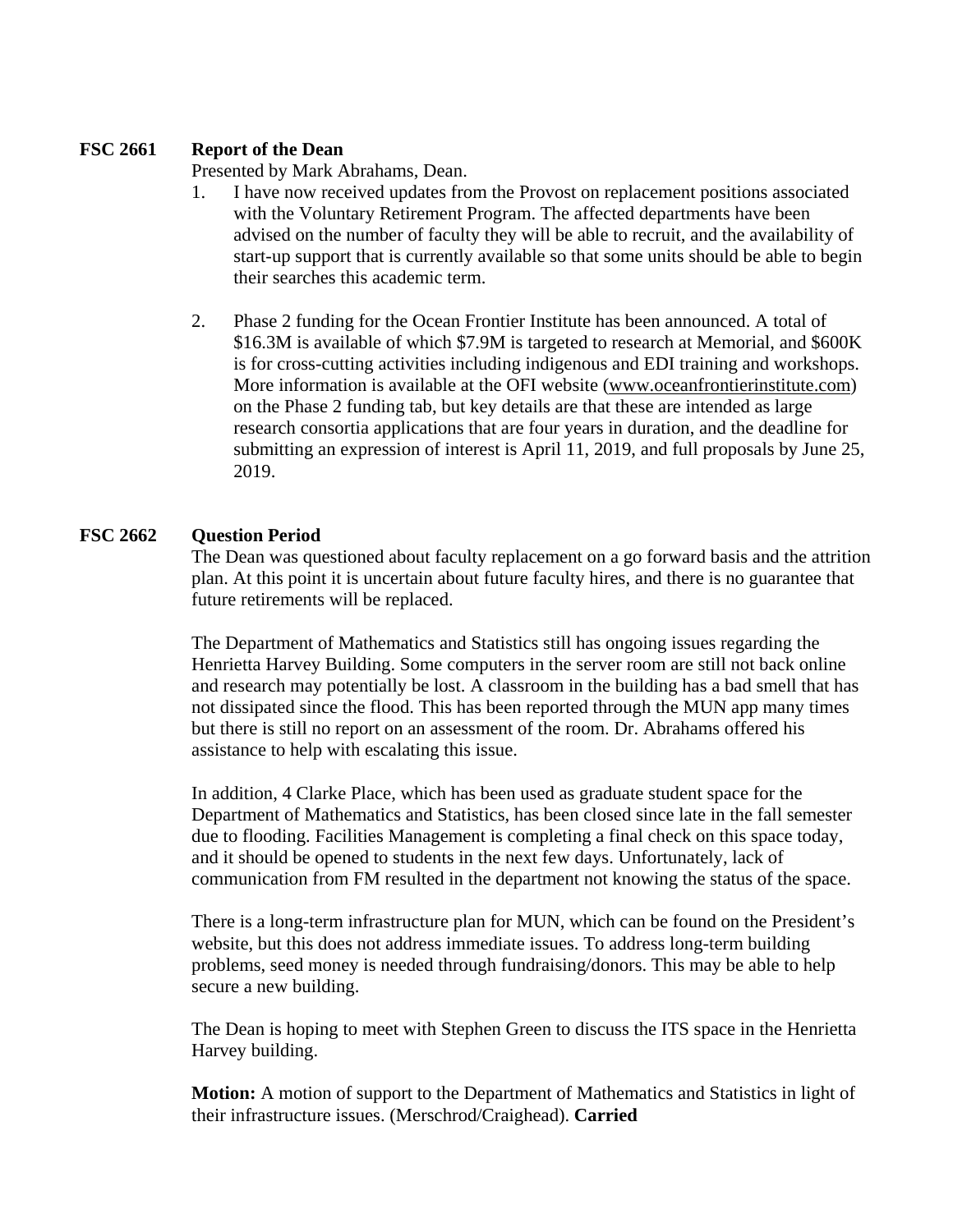**FSC 2661 Report of the Dean**

Presented by Mark Abrahams, Dean.

1. I have now received updates from the Provost on replacement positions associated with the Voluntary Retirement Program. The affected departments have been advised on the number of faculty they will be able to recruit, and the availability of start-up support that is currently available so that some units should be able to begin their searches this academic term.

2. Phase 2 funding for the Ocean Frontier Institute has been announced. A total of \$16.3M is available of which \$7.9M is targeted to research at Memorial, and \$600K is for cross-cutting activities including indigenous and EDI training and workshops. More information is available at the OFI website (www.oceanfrontierinstitute.com) on the Phase 2 funding tab, but key details are that these are intended as large research consortia applications that are four years in duration, and the deadline for submitting an expression of interest is April 11, 2019, and full proposals by June 25, 2019.

**FSC 2662 Question Period**

The Dean was questioned about faculty replacement on a go forward basis and the attrition plan. At this point it is uncertain about future faculty hires, and there is no guarantee that future retirements will be replaced.

The Department of Mathematics and Statistics still has ongoing issues regarding the Henrietta Harvey Building. Some computers in the server room are still not back online and research may potentially be lost. A classroom in the building has a bad smell that has not dissipated since the flood. This has been reported through the MUN app many times but there is still no report on an assessment of the room. Dr. Abrahams offered his assistance to help with escalating this issue.

In addition, 4 Clarke Place, which has been used as graduate student space for the Department of Mathematics and Statistics, has been closed since late in the fall semester due to flooding. Facilities Management is completing a final check on this space today, and it should be opened to students in the next few days. Unfortunately, lack of communication from FM resulted in the department not knowing the status of the space.

There is a long-term infrastructure plan for MUN, which can be found on the President's website, but this does not address immediate issues. To address long-term building problems, seed money is needed through fundraising/donors. This may be able to help secure a new building.

The Dean is hoping to meet with Stephen Green to discuss the ITS space in the Henrietta Harvey building.

**Motion:** A motion of support to the Department of Mathematics and Statistics in light of their infrastructure issues. (Merschrod/Craighead). **Carried**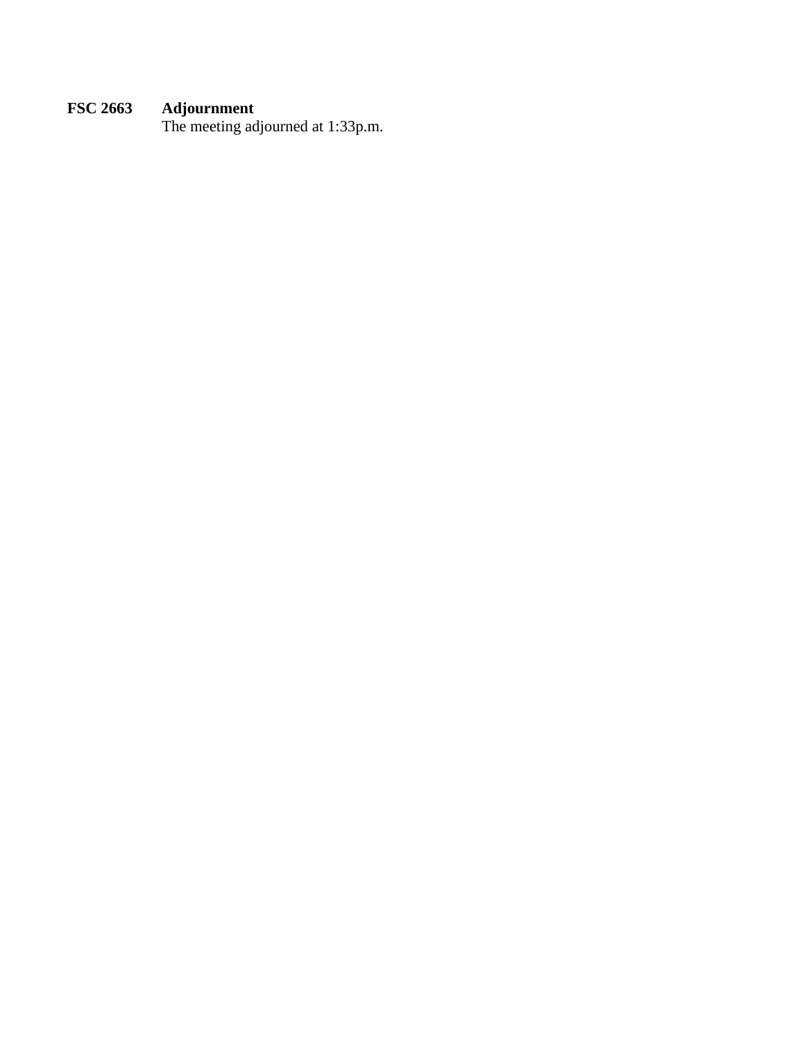**FSC 2663 Adjournment**

The meeting adjourned at 1:33p.m.